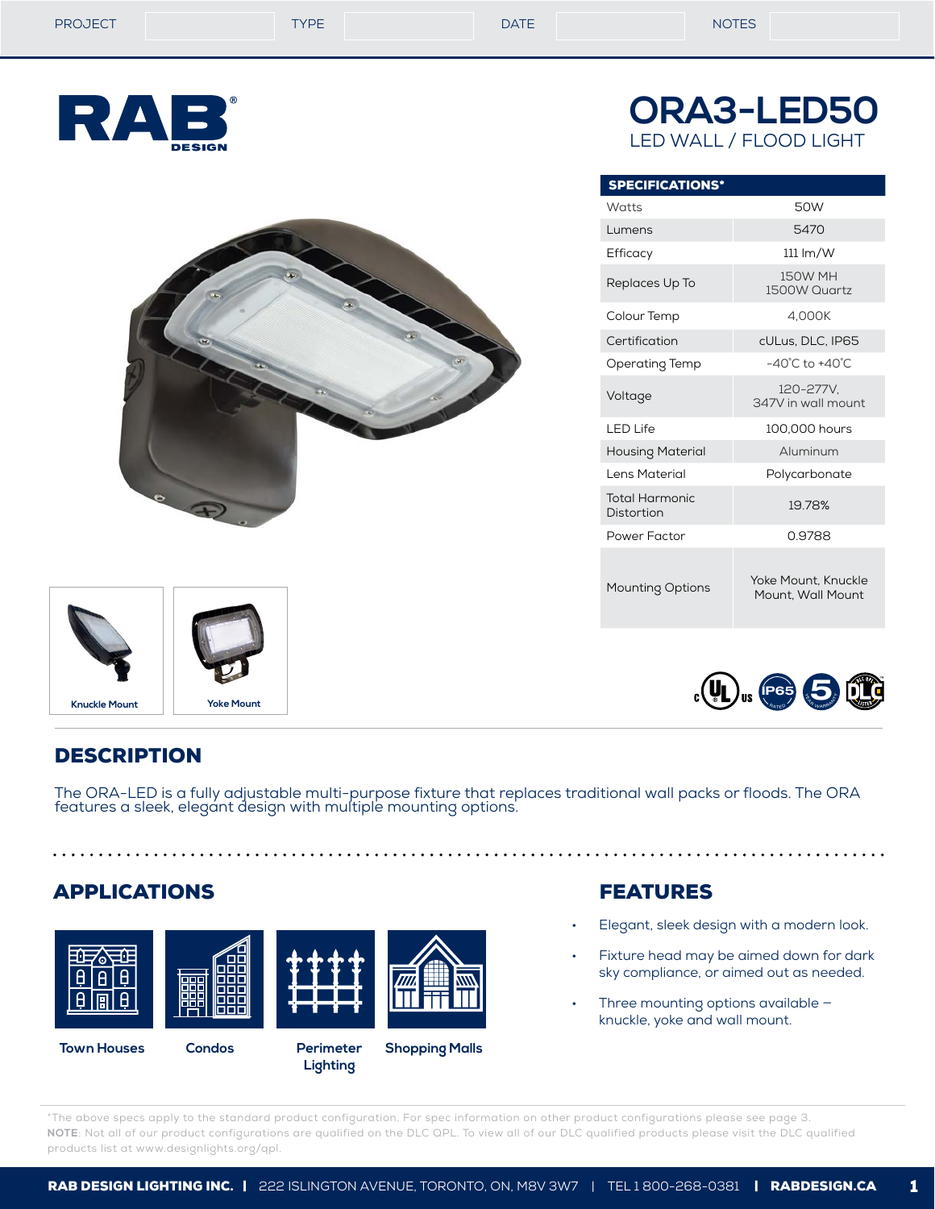| PROJECT | | TYPE | | DATE | | NOTES | |
|---|---|---|---|---|---|---|---|

# ORA3-LED50

LED WALL / FLOOD LIGHT

| SPECIFICATIONS* | |
|---|---|
| Watts | 50W |
| Lumens | 5470 |
| Efficacy | 111 lm/W |
| Replaces Up To | 150W MH<br>1500W Quartz |
| Colour Temp | 4,000K |
| Certification | cULus, DLC, IP65 |
| Operating Temp | -40°C to +40°C |
| Voltage | 120-277V,<br>347V in wall mount |
| LED Life | 100,000 hours |
| Housing Material | Aluminum |
| Lens Material | Polycarbonate |
| Total Harmonic Distortion | 19.78% |
| Power Factor | 0.9788 |
| Mounting Options | Yoke Mount, Knuckle Mount, Wall Mount |

Knuckle Mount

Yoke Mount

## DESCRIPTION

The ORA-LED is a fully adjustable multi-purpose fixture that replaces traditional wall packs or floods. The ORA features a sleek, elegant design with multiple mounting options.

## APPLICATIONS

- Town Houses
- Condos
- Perimeter Lighting
- Shopping Malls

## FEATURES

- Elegant, sleek design with a modern look.
- Fixture head may be aimed down for dark sky compliance, or aimed out as needed.
- Three mounting options available – knuckle, yoke and wall mount.

*The above specs apply to the standard product configuration. For spec information on other product configurations please see page 3.
**NOTE**: Not all of our product configurations are qualified on the DLC QPL. To view all of our DLC qualified products please visit the DLC qualified products list at www.designlights.org/qpl.

**RAB DESIGN LIGHTING INC.** | 222 ISLINGTON AVENUE, TORONTO, ON, M8V 3W7 | TEL 1 800-268-0381 | **RABDESIGN.CA**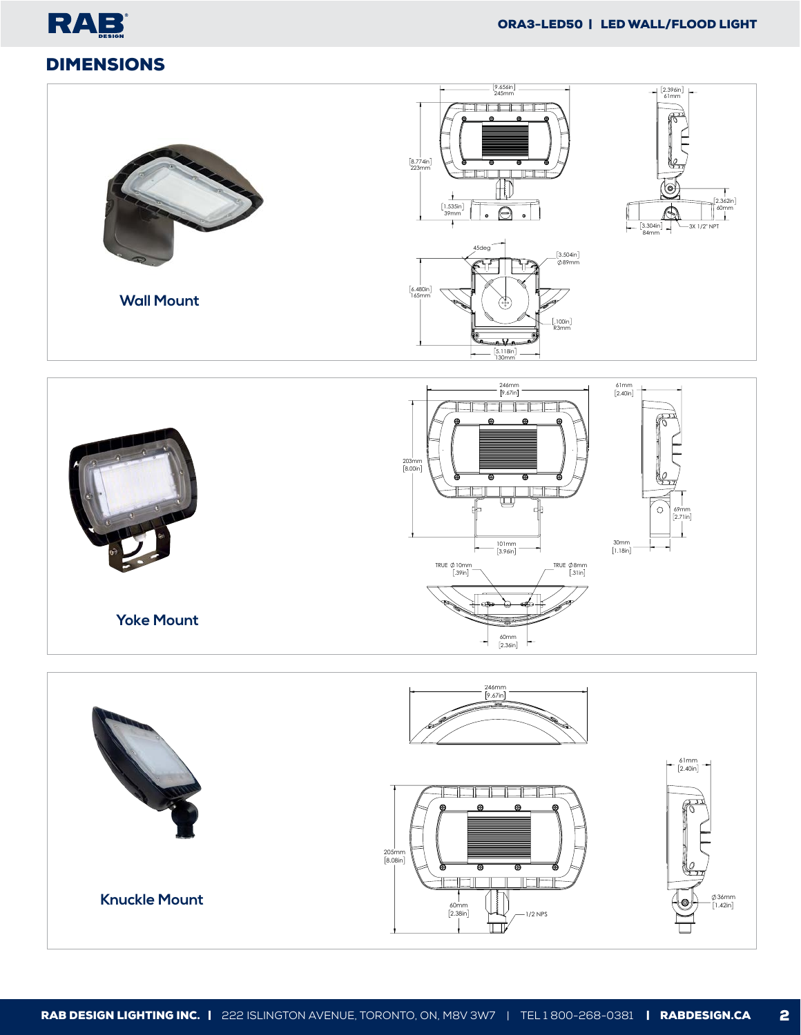## DIMENSIONS

### Wall Mount

9.656in
245mm

2.396in
61mm

8.774in
223mm

1.535in
39mm

2.362in
60mm

3.304in
84mm

3X 1/2" NPT

45deg

3.504in
Ø89mm

6.480in
165mm

.100in
R3mm

5.118in
130mm

### Yoke Mount

246mm
[9.67in]

61mm
[2.40in]

203mm
[8.00in]

69mm
[2.71in]

101mm
[3.96in]

30mm
[1.18in]

TRUE Ø10mm
[.39in]

TRUE Ø8mm
[.31in]

60mm
[2.36in]

### Knuckle Mount

246mm
[9.67in]

61mm
[2.40in]

205mm
[8.08in]

Ø36mm
[1.42in]

60mm
[2.38in]

1/2 NPS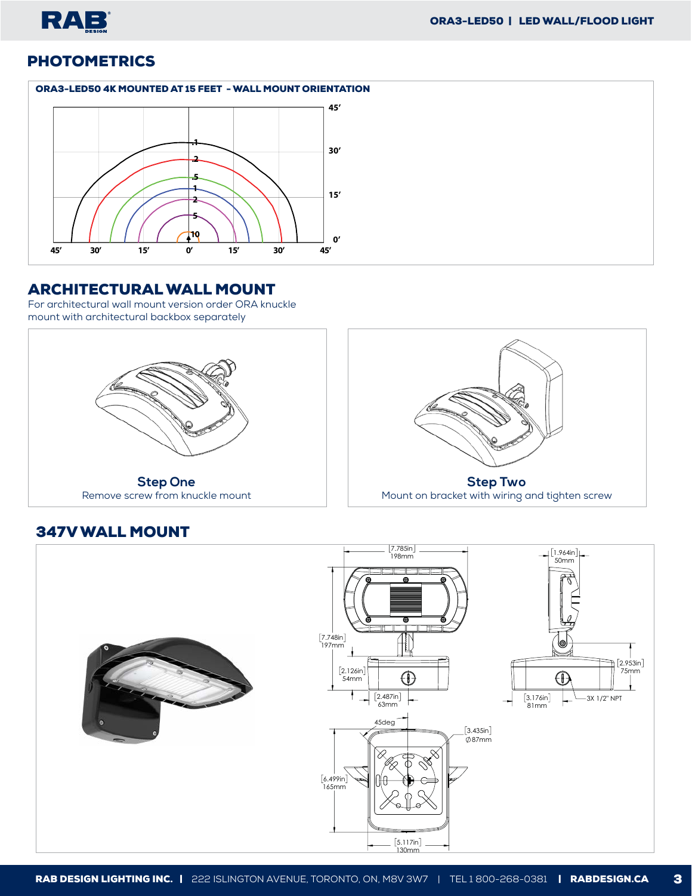## PHOTOMETRICS

**ORA3-LED50 4K MOUNTED AT 15 FEET - WALL MOUNT ORIENTATION**

## ARCHITECTURAL WALL MOUNT

For architectural wall mount version order ORA knuckle mount with architectural backbox separately

**Step One**
Remove screw from knuckle mount

**Step Two**
Mount on bracket with wiring and tighten screw

## 347V WALL MOUNT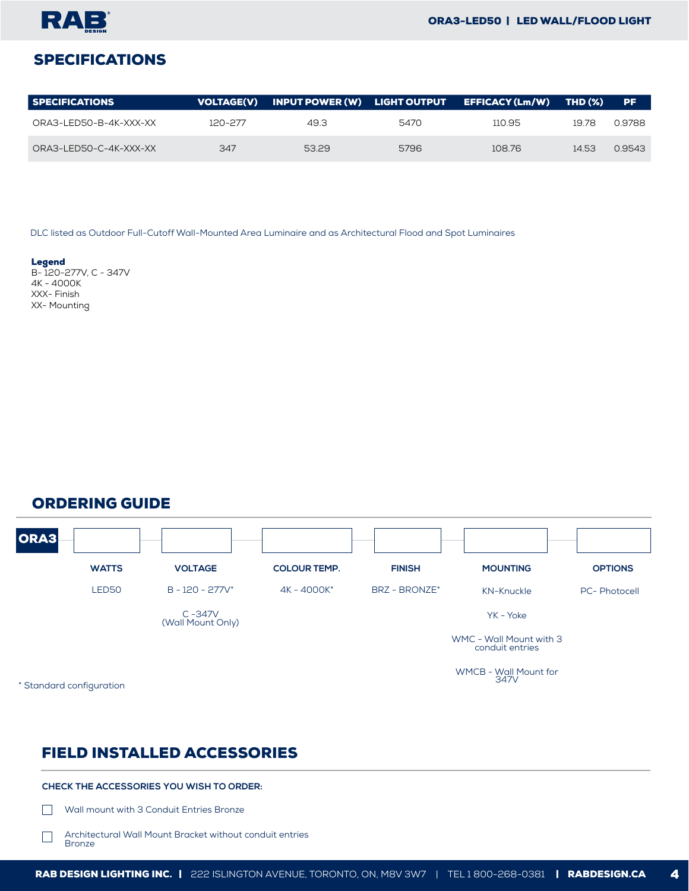## SPECIFICATIONS

| SPECIFICATIONS | VOLTAGE(V) | INPUT POWER (W) | LIGHT OUTPUT | EFFICACY (Lm/W) | THD (%) | PF |
|---|---|---|---|---|---|---|
| ORA3-LED50-B-4K-XXX-XX | 120-277 | 49.3 | 5470 | 110.95 | 19.78 | 0.9788 |
| ORA3-LED50-C-4K-XXX-XX | 347 | 53.29 | 5796 | 108.76 | 14.53 | 0.9543 |

DLC listed as Outdoor Full-Cutoff Wall-Mounted Area Luminaire and as Architectural Flood and Spot Luminaires

**Legend**
B- 120-277V, C - 347V
4K - 4000K
XXX- Finish
XX- Mounting

## ORDERING GUIDE

| ORA3 | WATTS | VOLTAGE | COLOUR TEMP. | FINISH | MOUNTING | OPTIONS |
|---|---|---|---|---|---|---|
| | LED50 | B - 120 - 277V* | 4K - 4000K* | BRZ - BRONZE* | KN-Knuckle | PC- Photocell |
| | | C -347V (Wall Mount Only) | | | YK - Yoke | |
| | | | | | WMC - Wall Mount with 3 conduit entries | |
| | | | | | WMCB - Wall Mount for 347V | |

* Standard configuration

## FIELD INSTALLED ACCESSORIES

**CHECK THE ACCESSORIES YOU WISH TO ORDER:**

☐ Wall mount with 3 Conduit Entries Bronze

☐ Architectural Wall Mount Bracket without conduit entries Bronze